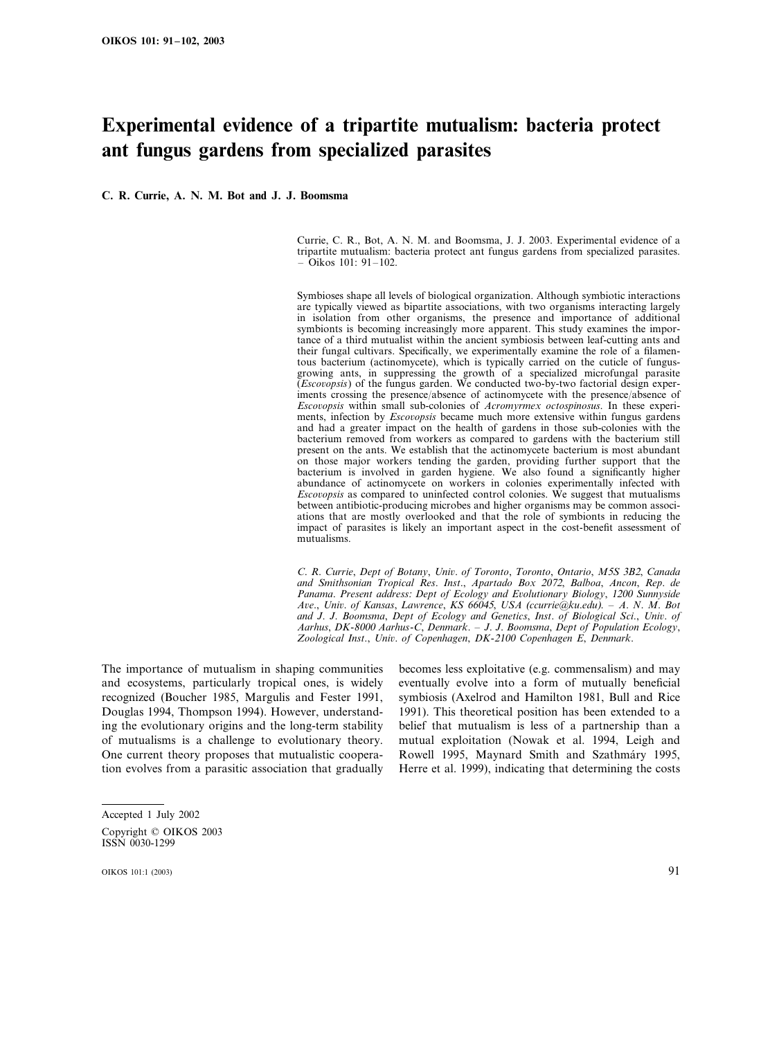# Experimental evidence of a tripartite mutualism: bacteria protect ant fungus gardens from specialized parasites

**C. R. Currie, A. N. M. Bot and J. J. Boomsma**

Currie, C. R., Bot, A. N. M. and Boomsma, J. J. 2003. Experimental evidence of a tripartite mutualism: bacteria protect ant fungus gardens from specialized parasites. – Oikos 101: 91–102.

Symbioses shape all levels of biological organization. Although symbiotic interactions are typically viewed as bipartite associations, with two organisms interacting largely in isolation from other organisms, the presence and importance of additional symbionts is becoming increasingly more apparent. This study examines the importance of a third mutualist within the ancient symbiosis between leaf-cutting ants and their fungal cultivars. Specifically, we experimentally examine the role of a filamentous bacterium (actinomycete), which is typically carried on the cuticle of fungus-growing ants, in suppressing the growth of a specialized microfungal parasite (*Escovopsis*) of the fungus garden. We conducted two-by-two factorial design experiments crossing the presence/absence of actinomycete with the presence/absence of *Escovopsis* within small sub-colonies of *Acromyrmex octospinosus*. In these experiments, infection by *Escovopsis* became much more extensive within fungus gardens and had a greater impact on the health of gardens in those sub-colonies with the bacterium removed from workers as compared to gardens with the bacterium still present on the ants. We establish that the actinomycete bacterium is most abundant on those major workers tending the garden, providing further support that the bacterium is involved in garden hygiene. We also found a significantly higher abundance of actinomycete on workers in colonies experimentally infected with *Escovopsis* as compared to uninfected control colonies. We suggest that mutualisms between antibiotic-producing microbes and higher organisms may be common associations that are mostly overlooked and that the role of symbionts in reducing the impact of parasites is likely an important aspect in the cost-benefit assessment of mutualisms.

*C. R. Currie, Dept of Botany, Univ. of Toronto, Toronto, Ontario, M5S 3B2, Canada and Smithsonian Tropical Res. Inst., Apartado Box 2072, Balboa, Ancon, Rep. de Panama. Present address: Dept of Ecology and Evolutionary Biology, 1200 Sunnyside Ave., Univ. of Kansas, Lawrence, KS 66045, USA (ccurrie@ku.edu). – A. N. M. Bot and J. J. Boomsma, Dept of Ecology and Genetics, Inst. of Biological Sci., Univ. of Aarhus, DK-8000 Aarhus-C, Denmark. – J. J. Boomsma, Dept of Population Ecology, Zoological Inst., Univ. of Copenhagen, DK-2100 Copenhagen E, Denmark.*

The importance of mutualism in shaping communities and ecosystems, particularly tropical ones, is widely recognized (Boucher 1985, Margulis and Fester 1991, Douglas 1994, Thompson 1994). However, understanding the evolutionary origins and the long-term stability of mutualisms is a challenge to evolutionary theory. One current theory proposes that mutualistic cooperation evolves from a parasitic association that gradually becomes less exploitative (e.g. commensalism) and may eventually evolve into a form of mutually beneficial symbiosis (Axelrod and Hamilton 1981, Bull and Rice 1991). This theoretical position has been extended to a belief that mutualism is less of a partnership than a mutual exploitation (Nowak et al. 1994, Leigh and Rowell 1995, Maynard Smith and Szathmáry 1995, Herre et al. 1999), indicating that determining the costs

Accepted 1 July 2002

Copyright © OIKOS 2003
ISSN 0030-1299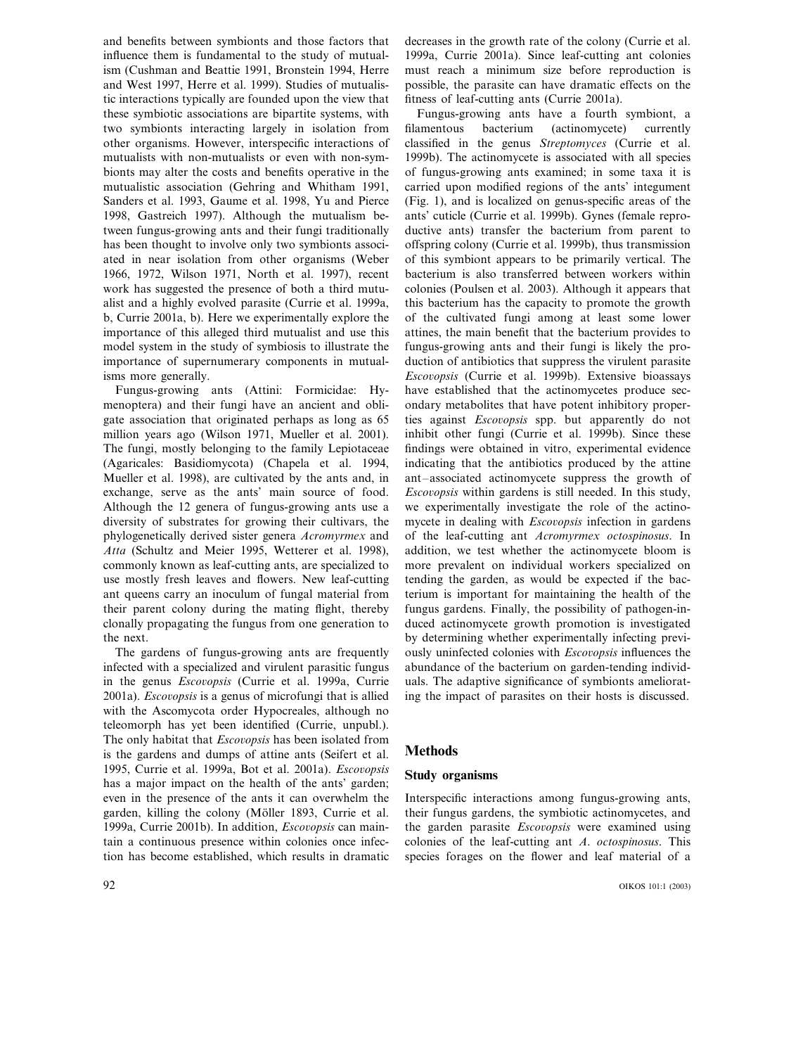and benefits between symbionts and those factors that influence them is fundamental to the study of mutualism (Cushman and Beattie 1991, Bronstein 1994, Herre and West 1997, Herre et al. 1999). Studies of mutualistic interactions typically are founded upon the view that these symbiotic associations are bipartite systems, with two symbionts interacting largely in isolation from other organisms. However, interspecific interactions of mutualists with non-mutualists or even with non-symbionts may alter the costs and benefits operative in the mutualistic association (Gehring and Whitham 1991, Sanders et al. 1993, Gaume et al. 1998, Yu and Pierce 1998, Gastreich 1997). Although the mutualism between fungus-growing ants and their fungi traditionally has been thought to involve only two symbionts associated in near isolation from other organisms (Weber 1966, 1972, Wilson 1971, North et al. 1997), recent work has suggested the presence of both a third mutualist and a highly evolved parasite (Currie et al. 1999a, b, Currie 2001a, b). Here we experimentally explore the importance of this alleged third mutualist and use this model system in the study of symbiosis to illustrate the importance of supernumerary components in mutualisms more generally.

Fungus-growing ants (Attini: Formicidae: Hymenoptera) and their fungi have an ancient and obligate association that originated perhaps as long as 65 million years ago (Wilson 1971, Mueller et al. 2001). The fungi, mostly belonging to the family Lepiotaceae (Agaricales: Basidiomycota) (Chapela et al. 1994, Mueller et al. 1998), are cultivated by the ants and, in exchange, serve as the ants' main source of food. Although the 12 genera of fungus-growing ants use a diversity of substrates for growing their cultivars, the phylogenetically derived sister genera *Acromyrmex* and *Atta* (Schultz and Meier 1995, Wetterer et al. 1998), commonly known as leaf-cutting ants, are specialized to use mostly fresh leaves and flowers. New leaf-cutting ant queens carry an inoculum of fungal material from their parent colony during the mating flight, thereby clonally propagating the fungus from one generation to the next.

The gardens of fungus-growing ants are frequently infected with a specialized and virulent parasitic fungus in the genus *Escovopsis* (Currie et al. 1999a, Currie 2001a). *Escovopsis* is a genus of microfungi that is allied with the Ascomycota order Hypocreales, although no teleomorph has yet been identified (Currie, unpubl.). The only habitat that *Escovopsis* has been isolated from is the gardens and dumps of attine ants (Seifert et al. 1995, Currie et al. 1999a, Bot et al. 2001a). *Escovopsis* has a major impact on the health of the ants' garden; even in the presence of the ants it can overwhelm the garden, killing the colony (Möller 1893, Currie et al. 1999a, Currie 2001b). In addition, *Escovopsis* can maintain a continuous presence within colonies once infection has become established, which results in dramatic decreases in the growth rate of the colony (Currie et al. 1999a, Currie 2001a). Since leaf-cutting ant colonies must reach a minimum size before reproduction is possible, the parasite can have dramatic effects on the fitness of leaf-cutting ants (Currie 2001a).

Fungus-growing ants have a fourth symbiont, a filamentous bacterium (actinomycete) currently classified in the genus *Streptomyces* (Currie et al. 1999b). The actinomycete is associated with all species of fungus-growing ants examined; in some taxa it is carried upon modified regions of the ants' integument (Fig. 1), and is localized on genus-specific areas of the ants' cuticle (Currie et al. 1999b). Gynes (female reproductive ants) transfer the bacterium from parent to offspring colony (Currie et al. 1999b), thus transmission of this symbiont appears to be primarily vertical. The bacterium is also transferred between workers within colonies (Poulsen et al. 2003). Although it appears that this bacterium has the capacity to promote the growth of the cultivated fungi among at least some lower attines, the main benefit that the bacterium provides to fungus-growing ants and their fungi is likely the production of antibiotics that suppress the virulent parasite *Escovopsis* (Currie et al. 1999b). Extensive bioassays have established that the actinomycetes produce secondary metabolites that have potent inhibitory properties against *Escovopsis* spp. but apparently do not inhibit other fungi (Currie et al. 1999b). Since these findings were obtained in vitro, experimental evidence indicating that the antibiotics produced by the attine ant–associated actinomycete suppress the growth of *Escovopsis* within gardens is still needed. In this study, we experimentally investigate the role of the actinomycete in dealing with *Escovopsis* infection in gardens of the leaf-cutting ant *Acromyrmex octospinosus*. In addition, we test whether the actinomycete bloom is more prevalent on individual workers specialized on tending the garden, as would be expected if the bacterium is important for maintaining the health of the fungus gardens. Finally, the possibility of pathogen-induced actinomycete growth promotion is investigated by determining whether experimentally infecting previously uninfected colonies with *Escovopsis* influences the abundance of the bacterium on garden-tending individuals. The adaptive significance of symbionts ameliorating the impact of parasites on their hosts is discussed.

## Methods

### Study organisms

Interspecific interactions among fungus-growing ants, their fungus gardens, the symbiotic actinomycetes, and the garden parasite *Escovopsis* were examined using colonies of the leaf-cutting ant *A. octospinosus*. This species forages on the flower and leaf material of a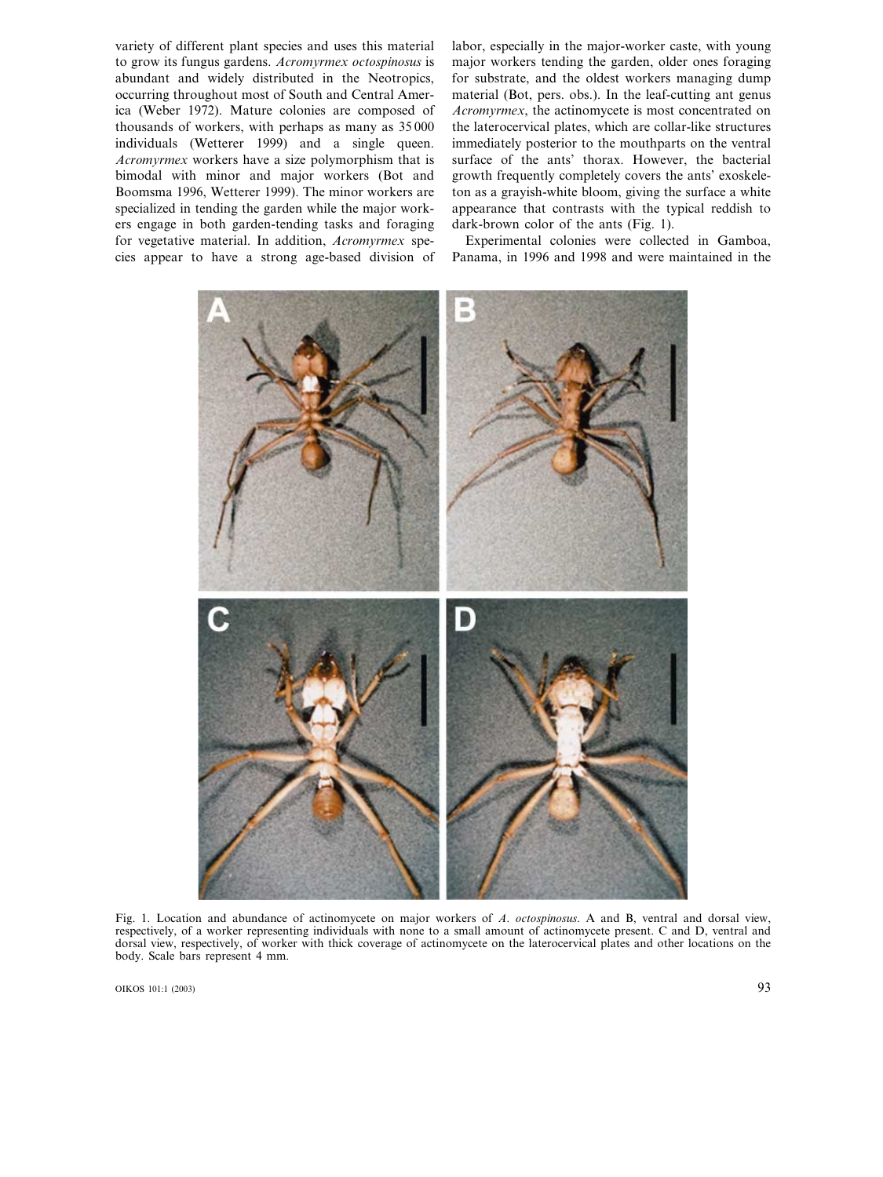variety of different plant species and uses this material to grow its fungus gardens. *Acromyrmex octospinosus* is abundant and widely distributed in the Neotropics, occurring throughout most of South and Central America (Weber 1972). Mature colonies are composed of thousands of workers, with perhaps as many as 35 000 individuals (Wetterer 1999) and a single queen. *Acromyrmex* workers have a size polymorphism that is bimodal with minor and major workers (Bot and Boomsma 1996, Wetterer 1999). The minor workers are specialized in tending the garden while the major workers engage in both garden-tending tasks and foraging for vegetative material. In addition, *Acromyrmex* species appear to have a strong age-based division of labor, especially in the major-worker caste, with young major workers tending the garden, older ones foraging for substrate, and the oldest workers managing dump material (Bot, pers. obs.). In the leaf-cutting ant genus *Acromyrmex*, the actinomycete is most concentrated on the laterocervical plates, which are collar-like structures immediately posterior to the mouthparts on the ventral surface of the ants' thorax. However, the bacterial growth frequently completely covers the ants' exoskeleton as a grayish-white bloom, giving the surface a white appearance that contrasts with the typical reddish to dark-brown color of the ants (Fig. 1).

Experimental colonies were collected in Gamboa, Panama, in 1996 and 1998 and were maintained in the

Fig. 1. Location and abundance of actinomycete on major workers of *A. octospinosus*. A and B, ventral and dorsal view, respectively, of a worker representing individuals with none to a small amount of actinomycete present. C and D, ventral and dorsal view, respectively, of worker with thick coverage of actinomycete on the laterocervical plates and other locations on the body. Scale bars represent 4 mm.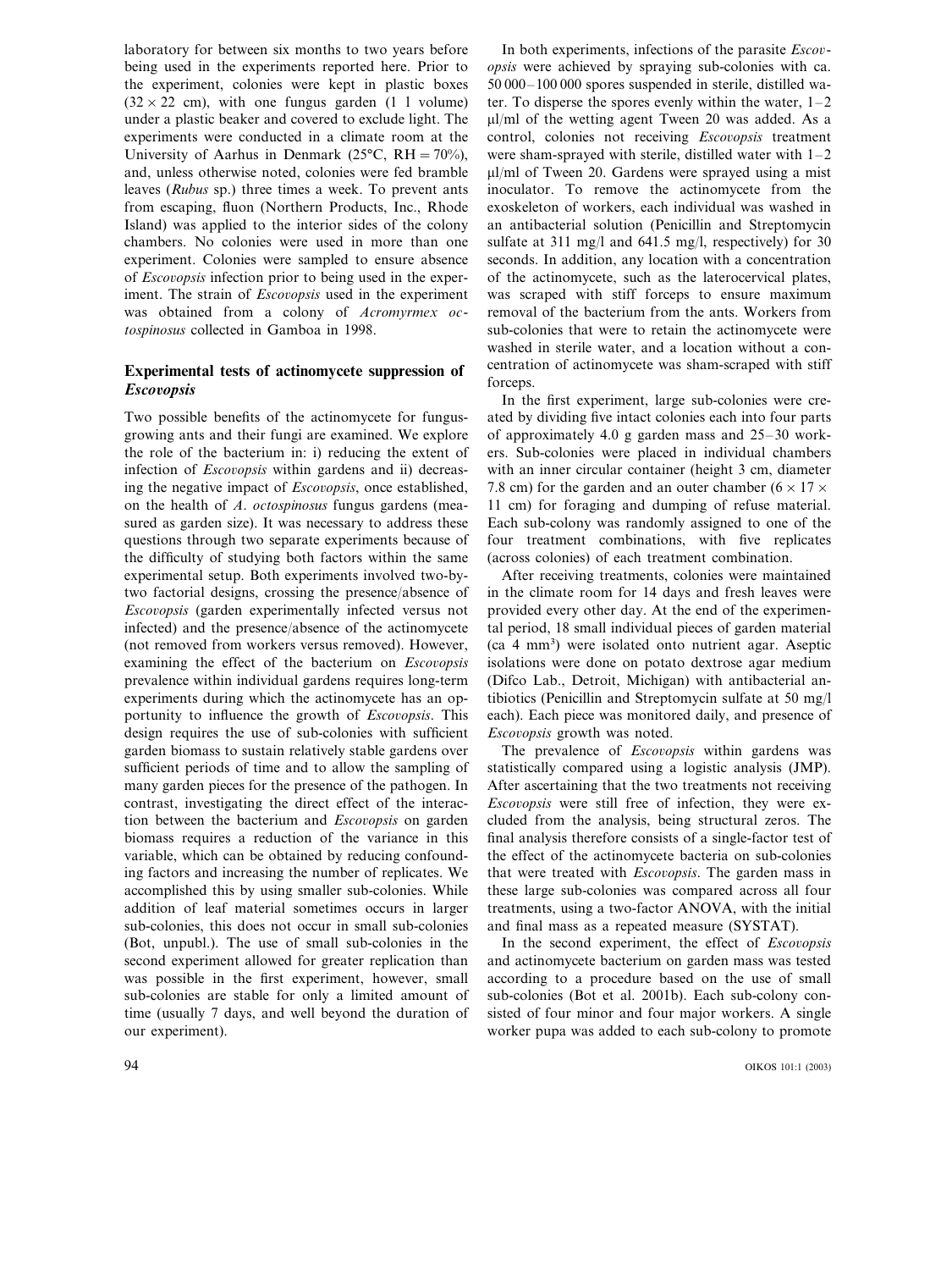laboratory for between six months to two years before being used in the experiments reported here. Prior to the experiment, colonies were kept in plastic boxes ($32 \times 22$ cm), with one fungus garden (1 l volume) under a plastic beaker and covered to exclude light. The experiments were conducted in a climate room at the University of Aarhus in Denmark (25°C, RH = 70%), and, unless otherwise noted, colonies were fed bramble leaves (*Rubus* sp.) three times a week. To prevent ants from escaping, fluon (Northern Products, Inc., Rhode Island) was applied to the interior sides of the colony chambers. No colonies were used in more than one experiment. Colonies were sampled to ensure absence of *Escovopsis* infection prior to being used in the experiment. The strain of *Escovopsis* used in the experiment was obtained from a colony of *Acromyrmex octospinosus* collected in Gamboa in 1998.

## Experimental tests of actinomycete suppression of *Escovopsis*

Two possible benefits of the actinomycete for fungus-growing ants and their fungi are examined. We explore the role of the bacterium in: i) reducing the extent of infection of *Escovopsis* within gardens and ii) decreasing the negative impact of *Escovopsis*, once established, on the health of *A. octospinosus* fungus gardens (measured as garden size). It was necessary to address these questions through two separate experiments because of the difficulty of studying both factors within the same experimental setup. Both experiments involved two-by-two factorial designs, crossing the presence/absence of *Escovopsis* (garden experimentally infected versus not infected) and the presence/absence of the actinomycete (not removed from workers versus removed). However, examining the effect of the bacterium on *Escovopsis* prevalence within individual gardens requires long-term experiments during which the actinomycete has an opportunity to influence the growth of *Escovopsis*. This design requires the use of sub-colonies with sufficient garden biomass to sustain relatively stable gardens over sufficient periods of time and to allow the sampling of many garden pieces for the presence of the pathogen. In contrast, investigating the direct effect of the interaction between the bacterium and *Escovopsis* on garden biomass requires a reduction of the variance in this variable, which can be obtained by reducing confounding factors and increasing the number of replicates. We accomplished this by using smaller sub-colonies. While addition of leaf material sometimes occurs in larger sub-colonies, this does not occur in small sub-colonies (Bot, unpubl.). The use of small sub-colonies in the second experiment allowed for greater replication than was possible in the first experiment, however, small sub-colonies are stable for only a limited amount of time (usually 7 days, and well beyond the duration of our experiment).

In both experiments, infections of the parasite *Escovopsis* were achieved by spraying sub-colonies with ca. 50 000–100 000 spores suspended in sterile, distilled water. To disperse the spores evenly within the water, 1–2 μl/ml of the wetting agent Tween 20 was added. As a control, colonies not receiving *Escovopsis* treatment were sham-sprayed with sterile, distilled water with 1–2 μl/ml of Tween 20. Gardens were sprayed using a mist inoculator. To remove the actinomycete from the exoskeleton of workers, each individual was washed in an antibacterial solution (Penicillin and Streptomycin sulfate at 311 mg/l and 641.5 mg/l, respectively) for 30 seconds. In addition, any location with a concentration of the actinomycete, such as the laterocervical plates, was scraped with stiff forceps to ensure maximum removal of the bacterium from the ants. Workers from sub-colonies that were to retain the actinomycete were washed in sterile water, and a location without a concentration of actinomycete was sham-scraped with stiff forceps.

In the first experiment, large sub-colonies were created by dividing five intact colonies each into four parts of approximately 4.0 g garden mass and 25–30 workers. Sub-colonies were placed in individual chambers with an inner circular container (height 3 cm, diameter 7.8 cm) for the garden and an outer chamber ($6 \times 17 \times 11$ cm) for foraging and dumping of refuse material. Each sub-colony was randomly assigned to one of the four treatment combinations, with five replicates (across colonies) of each treatment combination.

After receiving treatments, colonies were maintained in the climate room for 14 days and fresh leaves were provided every other day. At the end of the experimental period, 18 small individual pieces of garden material (ca 4 $mm^3$) were isolated onto nutrient agar. Aseptic isolations were done on potato dextrose agar medium (Difco Lab., Detroit, Michigan) with antibacterial antibiotics (Penicillin and Streptomycin sulfate at 50 mg/l each). Each piece was monitored daily, and presence of *Escovopsis* growth was noted.

The prevalence of *Escovopsis* within gardens was statistically compared using a logistic analysis (JMP). After ascertaining that the two treatments not receiving *Escovopsis* were still free of infection, they were excluded from the analysis, being structural zeros. The final analysis therefore consists of a single-factor test of the effect of the actinomycete bacteria on sub-colonies that were treated with *Escovopsis*. The garden mass in these large sub-colonies was compared across all four treatments, using a two-factor ANOVA, with the initial and final mass as a repeated measure (SYSTAT).

In the second experiment, the effect of *Escovopsis* and actinomycete bacterium on garden mass was tested according to a procedure based on the use of small sub-colonies (Bot et al. 2001b). Each sub-colony consisted of four minor and four major workers. A single worker pupa was added to each sub-colony to promote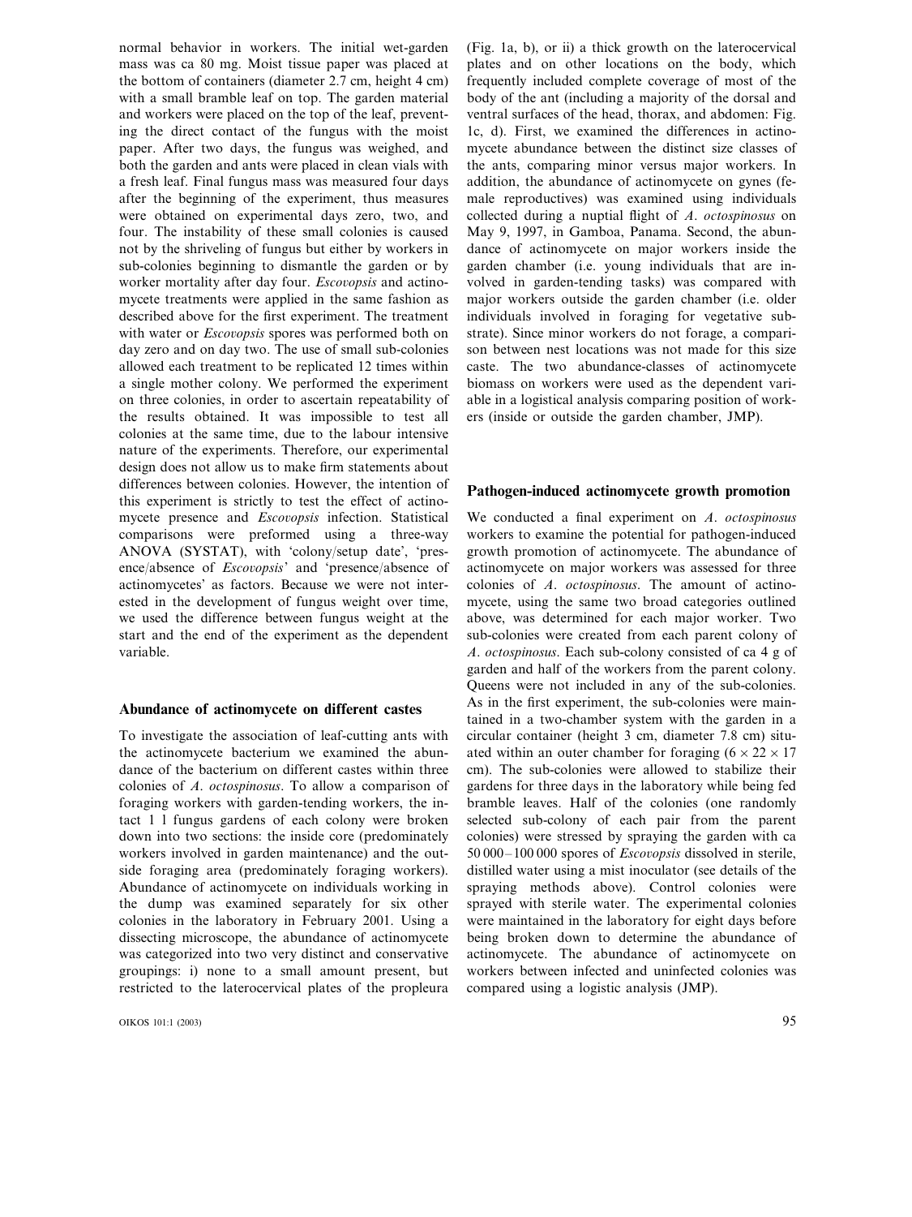normal behavior in workers. The initial wet-garden mass was ca 80 mg. Moist tissue paper was placed at the bottom of containers (diameter 2.7 cm, height 4 cm) with a small bramble leaf on top. The garden material and workers were placed on the top of the leaf, preventing the direct contact of the fungus with the moist paper. After two days, the fungus was weighed, and both the garden and ants were placed in clean vials with a fresh leaf. Final fungus mass was measured four days after the beginning of the experiment, thus measures were obtained on experimental days zero, two, and four. The instability of these small colonies is caused not by the shriveling of fungus but either by workers in sub-colonies beginning to dismantle the garden or by worker mortality after day four. *Escovopsis* and actinomycete treatments were applied in the same fashion as described above for the first experiment. The treatment with water or *Escovopsis* spores was performed both on day zero and on day two. The use of small sub-colonies allowed each treatment to be replicated 12 times within a single mother colony. We performed the experiment on three colonies, in order to ascertain repeatability of the results obtained. It was impossible to test all colonies at the same time, due to the labour intensive nature of the experiments. Therefore, our experimental design does not allow us to make firm statements about differences between colonies. However, the intention of this experiment is strictly to test the effect of actinomycete presence and *Escovopsis* infection. Statistical comparisons were preformed using a three-way ANOVA (SYSTAT), with 'colony/setup date', 'presence/absence of *Escovopsis*' and 'presence/absence of actinomycetes' as factors. Because we were not interested in the development of fungus weight over time, we used the difference between fungus weight at the start and the end of the experiment as the dependent variable.

## Abundance of actinomycete on different castes

To investigate the association of leaf-cutting ants with the actinomycete bacterium we examined the abundance of the bacterium on different castes within three colonies of *A. octospinosus*. To allow a comparison of foraging workers with garden-tending workers, the intact 1 l fungus gardens of each colony were broken down into two sections: the inside core (predominately workers involved in garden maintenance) and the outside foraging area (predominately foraging workers). Abundance of actinomycete on individuals working in the dump was examined separately for six other colonies in the laboratory in February 2001. Using a dissecting microscope, the abundance of actinomycete was categorized into two very distinct and conservative groupings: i) none to a small amount present, but restricted to the laterocervical plates of the propleura (Fig. 1a, b), or ii) a thick growth on the laterocervical plates and on other locations on the body, which frequently included complete coverage of most of the body of the ant (including a majority of the dorsal and ventral surfaces of the head, thorax, and abdomen: Fig. 1c, d). First, we examined the differences in actinomycete abundance between the distinct size classes of the ants, comparing minor versus major workers. In addition, the abundance of actinomycete on gynes (female reproductives) was examined using individuals collected during a nuptial flight of *A. octospinosus* on May 9, 1997, in Gamboa, Panama. Second, the abundance of actinomycete on major workers inside the garden chamber (i.e. young individuals that are involved in garden-tending tasks) was compared with major workers outside the garden chamber (i.e. older individuals involved in foraging for vegetative substrate). Since minor workers do not forage, a comparison between nest locations was not made for this size caste. The two abundance-classes of actinomycete biomass on workers were used as the dependent variable in a logistical analysis comparing position of workers (inside or outside the garden chamber, JMP).

## Pathogen-induced actinomycete growth promotion

We conducted a final experiment on *A. octospinosus* workers to examine the potential for pathogen-induced growth promotion of actinomycete. The abundance of actinomycete on major workers was assessed for three colonies of *A. octospinosus*. The amount of actinomycete, using the same two broad categories outlined above, was determined for each major worker. Two sub-colonies were created from each parent colony of *A. octospinosus*. Each sub-colony consisted of ca 4 g of garden and half of the workers from the parent colony. Queens were not included in any of the sub-colonies. As in the first experiment, the sub-colonies were maintained in a two-chamber system with the garden in a circular container (height 3 cm, diameter 7.8 cm) situated within an outer chamber for foraging ($6 \times 22 \times 17$ cm). The sub-colonies were allowed to stabilize their gardens for three days in the laboratory while being fed bramble leaves. Half of the colonies (one randomly selected sub-colony of each pair from the parent colonies) were stressed by spraying the garden with ca 50 000–100 000 spores of *Escovopsis* dissolved in sterile, distilled water using a mist inoculator (see details of the spraying methods above). Control colonies were sprayed with sterile water. The experimental colonies were maintained in the laboratory for eight days before being broken down to determine the abundance of actinomycete. The abundance of actinomycete on workers between infected and uninfected colonies was compared using a logistic analysis (JMP).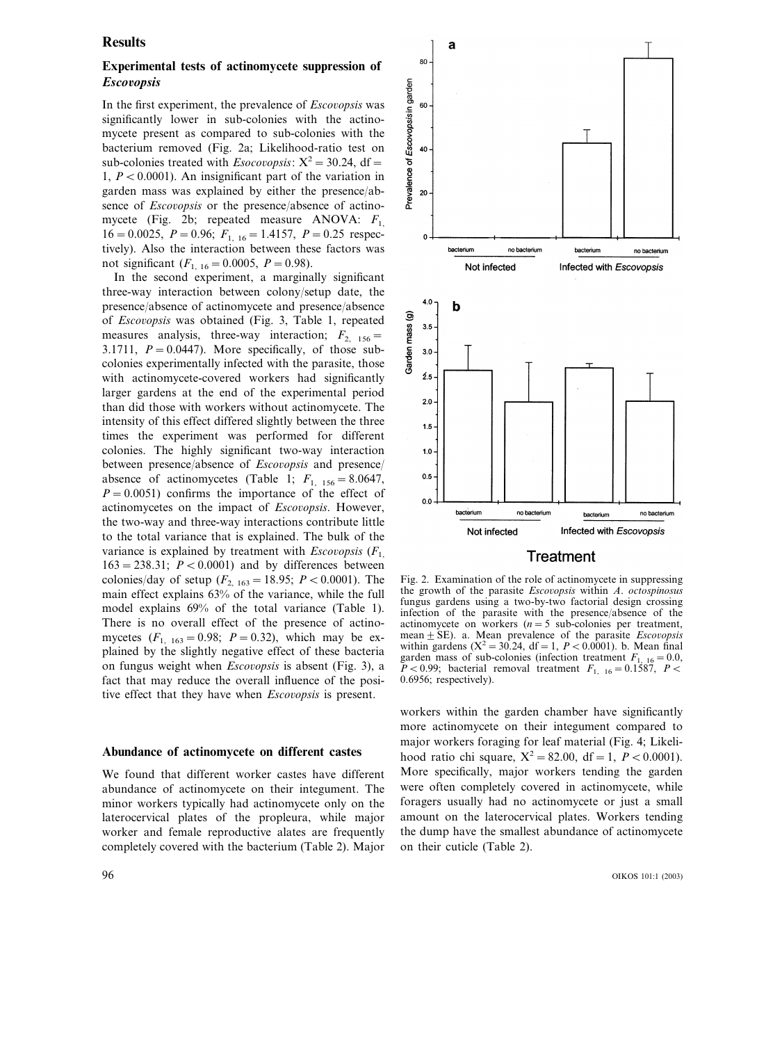## Results

### Experimental tests of actinomycete suppression of *Escovopsis*

In the first experiment, the prevalence of *Escovopsis* was significantly lower in sub-colonies with the actinomycete present as compared to sub-colonies with the bacterium removed (Fig. 2a; Likelihood-ratio test on sub-colonies treated with *Esocovopsis*: $X^2 = 30.24$, df = 1, $P < 0.0001$). An insignificant part of the variation in garden mass was explained by either the presence/absence of *Escovopsis* or the presence/absence of actinomycete (Fig. 2b; repeated measure ANOVA: $F_{1, 16} = 0.0025$, $P = 0.96$; $F_{1, 16} = 1.4157$, $P = 0.25$ respectively). Also the interaction between these factors was not significant ($F_{1, 16} = 0.0005$, $P = 0.98$).

In the second experiment, a marginally significant three-way interaction between colony/setup date, the presence/absence of actinomycete and presence/absence of *Escovopsis* was obtained (Fig. 3, Table 1, repeated measures analysis, three-way interaction; $F_{2, 156} = 3.1711$, $P = 0.0447$). More specifically, of those sub-colonies experimentally infected with the parasite, those with actinomycete-covered workers had significantly larger gardens at the end of the experimental period than did those with workers without actinomycete. The intensity of this effect differed slightly between the three times the experiment was performed for different colonies. The highly significant two-way interaction between presence/absence of *Escovopsis* and presence/absence of actinomycetes (Table 1; $F_{1, 156} = 8.0647$, $P = 0.0051$) confirms the importance of the effect of actinomycetes on the impact of *Escovopsis*. However, the two-way and three-way interactions contribute little to the total variance that is explained. The bulk of the variance is explained by treatment with *Escovopsis* ($F_{1, 163} = 238.31$; $P < 0.0001$) and by differences between colonies/day of setup ($F_{2, 163} = 18.95$; $P < 0.0001$). The main effect explains 63% of the variance, while the full model explains 69% of the total variance (Table 1). There is no overall effect of the presence of actinomycetes ($F_{1, 163} = 0.98$; $P = 0.32$), which may be explained by the slightly negative effect of these bacteria on fungus weight when *Escovopsis* is absent (Fig. 3), a fact that may reduce the overall influence of the positive effect that they have when *Escovopsis* is present.

Fig. 2. Examination of the role of actinomycete in suppressing the growth of the parasite *Escovopsis* within *A. octospinosus* fungus gardens using a two-by-two factorial design crossing infection of the parasite with the presence/absence of the actinomycete on workers ($n = 5$ sub-colonies per treatment, mean ± SE). a. Mean prevalence of the parasite *Escovopsis* within gardens ($X^2 = 30.24$, df = 1, $P < 0.0001$). b. Mean final garden mass of sub-colonies (infection treatment $F_{1, 16} = 0.0$, $P < 0.99$; bacterial removal treatment $F_{1, 16} = 0.1587$, $P < 0.6956$; respectively).

### Abundance of actinomycete on different castes

We found that different worker castes have different abundance of actinomycete on their integument. The minor workers typically had actinomycete only on the laterocervical plates of the propleura, while major worker and female reproductive alates are frequently completely covered with the bacterium (Table 2). Major workers within the garden chamber have significantly more actinomycete on their integument compared to major workers foraging for leaf material (Fig. 4; Likelihood ratio chi square, $X^2 = 82.00$, df = 1, $P < 0.0001$). More specifically, major workers tending the garden were often completely covered in actinomycete, while foragers usually had no actinomycete or just a small amount on the laterocervical plates. Workers tending the dump have the smallest abundance of actinomycete on their cuticle (Table 2).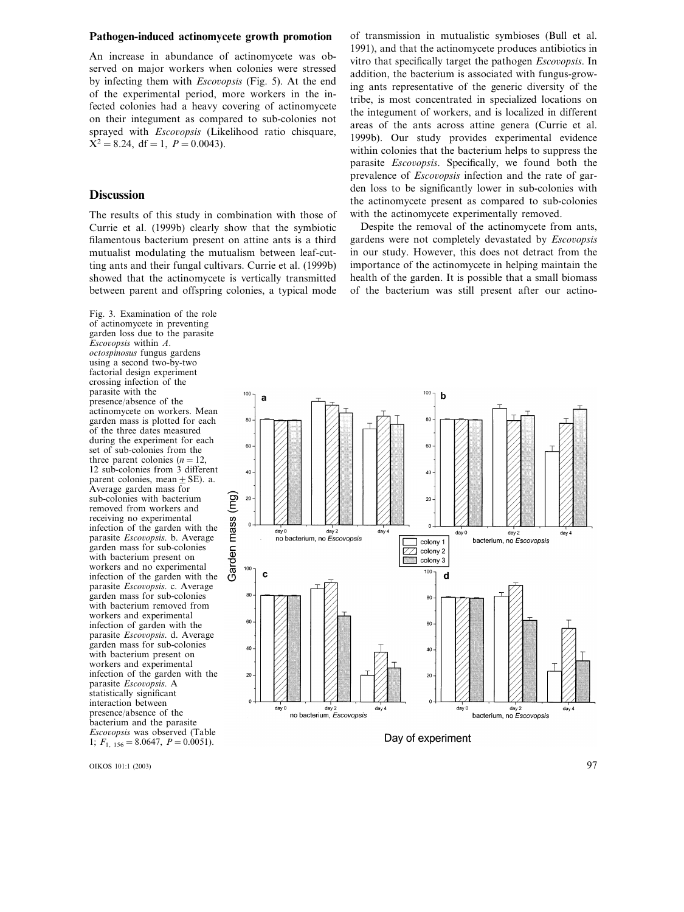### Pathogen-induced actinomycete growth promotion

An increase in abundance of actinomycete was observed on major workers when colonies were stressed by infecting them with *Escovopsis* (Fig. 5). At the end of the experimental period, more workers in the infected colonies had a heavy covering of actinomycete on their integument as compared to sub-colonies not sprayed with *Escovopsis* (Likelihood ratio chisquare, $X^2 = 8.24$, df = 1, $P = 0.0043$).

## Discussion

The results of this study in combination with those of Currie et al. (1999b) clearly show that the symbiotic filamentous bacterium present on attine ants is a third mutualist modulating the mutualism between leaf-cutting ants and their fungal cultivars. Currie et al. (1999b) showed that the actinomycete is vertically transmitted between parent and offspring colonies, a typical mode of transmission in mutualistic symbioses (Bull et al. 1991), and that the actinomycete produces antibiotics in vitro that specifically target the pathogen *Escovopsis*. In addition, the bacterium is associated with fungus-growing ants representative of the generic diversity of the tribe, is most concentrated in specialized locations on the integument of workers, and is localized in different areas of the ants across attine genera (Currie et al. 1999b). Our study provides experimental evidence within colonies that the bacterium helps to suppress the parasite *Escovopsis*. Specifically, we found both the prevalence of *Escovopsis* infection and the rate of garden loss to be significantly lower in sub-colonies with the actinomycete present as compared to sub-colonies with the actinomycete experimentally removed.

Despite the removal of the actinomycete from ants, gardens were not completely devastated by *Escovopsis* in our study. However, this does not detract from the importance of the actinomycete in helping maintain the health of the garden. It is possible that a small biomass of the bacterium was still present after our actino-

Fig. 3. Examination of the role of actinomycete in preventing garden loss due to the parasite *Escovopsis* within *A. octospinosus* fungus gardens using a second two-by-two factorial design experiment crossing infection of the parasite with the presence/absence of the actinomycete on workers. Mean garden mass is plotted for each of the three dates measured during the experiment for each set of sub-colonies from the three parent colonies ($n = 12$, 12 sub-colonies from 3 different parent colonies, mean ± SE). a. Average garden mass for sub-colonies with bacterium removed from workers and receiving no experimental infection of the garden with the parasite *Escovopsis*. b. Average garden mass for sub-colonies with bacterium present on workers and no experimental infection of the garden with the parasite *Escovopsis*. c. Average garden mass for sub-colonies with bacterium removed from workers and experimental infection of garden with the parasite *Escovopsis*. d. Average garden mass for sub-colonies with bacterium present on workers and experimental infection of the garden with the parasite *Escovopsis*. A statistically significant interaction between presence/absence of the bacterium and the parasite *Escovopsis* was observed (Table 1; $F_{1,156} = 8.0647$, $P = 0.0051$).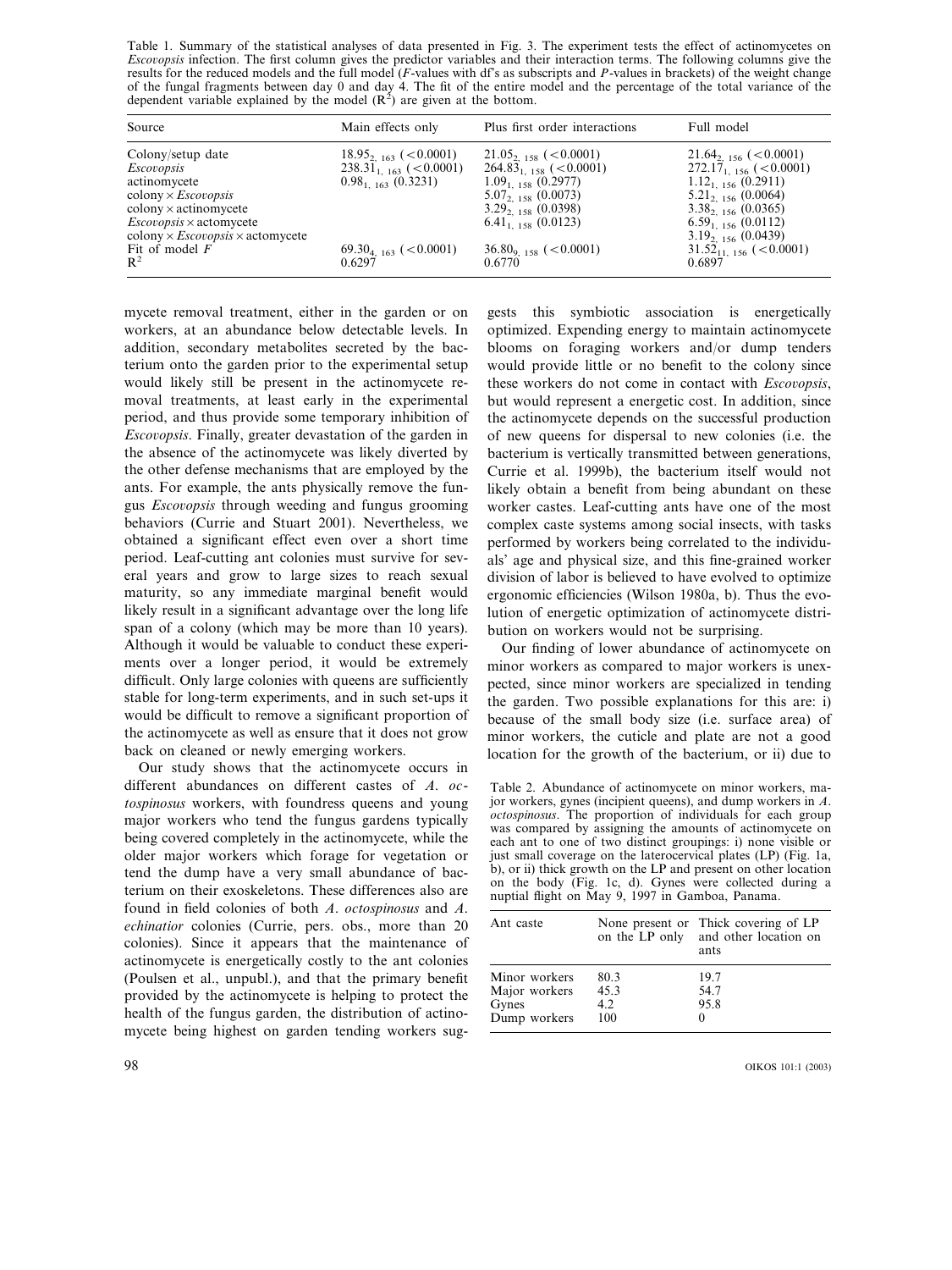Table 1. Summary of the statistical analyses of data presented in Fig. 3. The experiment tests the effect of actinomycetes on *Escovopsis* infection. The first column gives the predictor variables and their interaction terms. The following columns give the results for the reduced models and the full model (*F*-values with df's as subscripts and *P*-values in brackets) of the weight change of the fungal fragments between day 0 and day 4. The fit of the entire model and the percentage of the total variance of the dependent variable explained by the model ($R^2$) are given at the bottom.

| Source | Main effects only | Plus first order interactions | Full model |
|---|---|---|---|
| Colony/setup date | $18.95_{2,\ 163}$ (<0.0001) | $21.05_{2,\ 158}$ (<0.0001) | $21.64_{2,\ 156}$ (<0.0001) |
| *Escovopsis* | $238.31_{1,\ 163}$ (<0.0001) | $264.83_{1,\ 158}$ (<0.0001) | $272.17_{1,\ 156}$ (<0.0001) |
| actinomycete | $0.98_{1,\ 163}$ (0.3231) | $1.09_{1,\ 158}$ (0.2977) | $1.12_{1,\ 156}$ (0.2911) |
| colony × *Escovopsis* | | $5.07_{2,\ 158}$ (0.0073) | $5.21_{2,\ 156}$ (0.0064) |
| colony × actinomycete | | $3.29_{2,\ 158}$ (0.0398) | $3.38_{2,\ 156}$ (0.0365) |
| *Escovopsis* × actomycete | | $6.41_{1,\ 158}$ (0.0123) | $6.59_{1,\ 156}$ (0.0112) |
| colony × *Escovopsis* × actomycete | | | $3.19_{2,\ 156}$ (0.0439) |
| Fit of model *F* | $69.30_{4,\ 163}$ (<0.0001) | $36.80_{9,\ 158}$ (<0.0001) | $31.52_{11,\ 156}$ (<0.0001) |
| $R^2$ | 0.6297 | 0.6770 | 0.6897 |

mycete removal treatment, either in the garden or on workers, at an abundance below detectable levels. In addition, secondary metabolites secreted by the bacterium onto the garden prior to the experimental setup would likely still be present in the actinomycete removal treatments, at least early in the experimental period, and thus provide some temporary inhibition of *Escovopsis*. Finally, greater devastation of the garden in the absence of the actinomycete was likely diverted by the other defense mechanisms that are employed by the ants. For example, the ants physically remove the fungus *Escovopsis* through weeding and fungus grooming behaviors (Currie and Stuart 2001). Nevertheless, we obtained a significant effect even over a short time period. Leaf-cutting ant colonies must survive for several years and grow to large sizes to reach sexual maturity, so any immediate marginal benefit would likely result in a significant advantage over the long life span of a colony (which may be more than 10 years). Although it would be valuable to conduct these experiments over a longer period, it would be extremely difficult. Only large colonies with queens are sufficiently stable for long-term experiments, and in such set-ups it would be difficult to remove a significant proportion of the actinomycete as well as ensure that it does not grow back on cleaned or newly emerging workers.

Our study shows that the actinomycete occurs in different abundances on different castes of *A. octospinosus* workers, with foundress queens and young major workers who tend the fungus gardens typically being covered completely in the actinomycete, while the older major workers which forage for vegetation or tend the dump have a very small abundance of bacterium on their exoskeletons. These differences also are found in field colonies of both *A. octospinosus* and *A. echinatior* colonies (Currie, pers. obs., more than 20 colonies). Since it appears that the maintenance of actinomycete is energetically costly to the ant colonies (Poulsen et al., unpubl.), and that the primary benefit provided by the actinomycete is helping to protect the health of the fungus garden, the distribution of actinomycete being highest on garden tending workers suggests this symbiotic association is energetically optimized. Expending energy to maintain actinomycete blooms on foraging workers and/or dump tenders would provide little or no benefit to the colony since these workers do not come in contact with *Escovopsis*, but would represent a energetic cost. In addition, since the actinomycete depends on the successful production of new queens for dispersal to new colonies (i.e. the bacterium is vertically transmitted between generations, Currie et al. 1999b), the bacterium itself would not likely obtain a benefit from being abundant on these worker castes. Leaf-cutting ants have one of the most complex caste systems among social insects, with tasks performed by workers being correlated to the individuals' age and physical size, and this fine-grained worker division of labor is believed to have evolved to optimize ergonomic efficiencies (Wilson 1980a, b). Thus the evolution of energetic optimization of actinomycete distribution on workers would not be surprising.

Our finding of lower abundance of actinomycete on minor workers as compared to major workers is unexpected, since minor workers are specialized in tending the garden. Two possible explanations for this are: i) because of the small body size (i.e. surface area) of minor workers, the cuticle and plate are not a good location for the growth of the bacterium, or ii) due to

Table 2. Abundance of actinomycete on minor workers, major workers, gynes (incipient queens), and dump workers in *A. octospinosus*. The proportion of individuals for each group was compared by assigning the amounts of actinomycete on each ant to one of two distinct groupings: i) none visible or just small coverage on the laterocervical plates (LP) (Fig. 1a, b), or ii) thick growth on the LP and present on other location on the body (Fig. 1c, d). Gynes were collected during a nuptial flight on May 9, 1997 in Gamboa, Panama.

| Ant caste | None present or on the LP only | Thick covering of LP and other location on ants |
|---|---|---|
| Minor workers | 80.3 | 19.7 |
| Major workers | 45.3 | 54.7 |
| Gynes | 4.2 | 95.8 |
| Dump workers | 100 | 0 |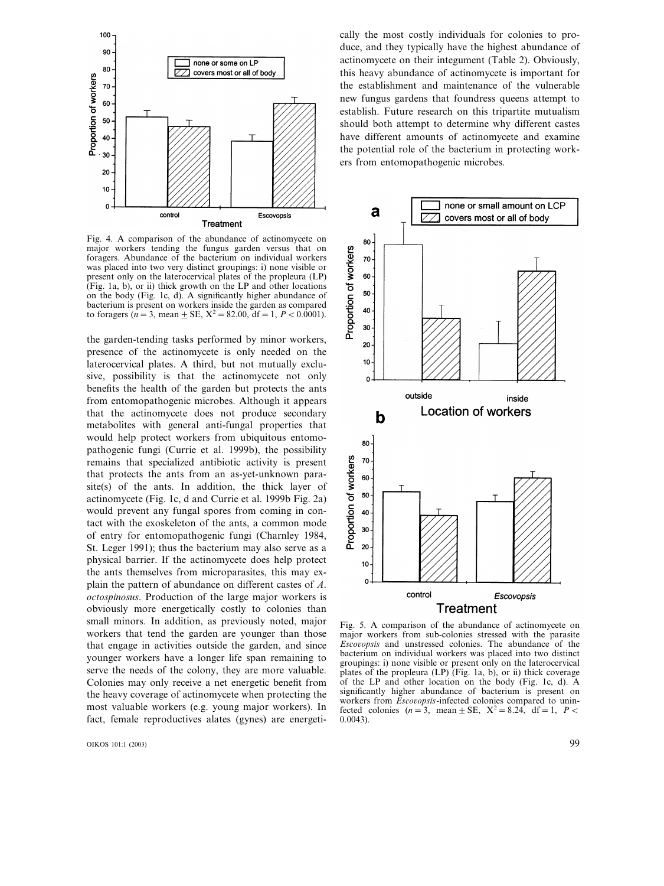Fig. 4. A comparison of the abundance of actinomycete on major workers tending the fungus garden versus that on foragers. Abundance of the bacterium on individual workers was placed into two very distinct groupings: i) none visible or present only on the laterocervical plates of the propleura (LP) (Fig. 1a, b), or ii) thick growth on the LP and other locations on the body (Fig. 1c, d). A significantly higher abundance of bacterium is present on workers inside the garden as compared to foragers ($n = 3$, mean $\pm$ SE, $X^2 = 82.00$, df = 1, $P < 0.0001$).

the garden-tending tasks performed by minor workers, presence of the actinomycete is only needed on the laterocervical plates. A third, but not mutually exclusive, possibility is that the actinomycete not only benefits the health of the garden but protects the ants from entomopathogenic microbes. Although it appears that the actinomycete does not produce secondary metabolites with general anti-fungal properties that would help protect workers from ubiquitous entomopathogenic fungi (Currie et al. 1999b), the possibility remains that specialized antibiotic activity is present that protects the ants from an as-yet-unknown parasite(s) of the ants. In addition, the thick layer of actinomycete (Fig. 1c, d and Currie et al. 1999b Fig. 2a) would prevent any fungal spores from coming in contact with the exoskeleton of the ants, a common mode of entry for entomopathogenic fungi (Charnley 1984, St. Leger 1991); thus the bacterium may also serve as a physical barrier. If the actinomycete does help protect the ants themselves from microparasites, this may explain the pattern of abundance on different castes of *A. octospinosus*. Production of the large major workers is obviously more energetically costly to colonies than small minors. In addition, as previously noted, major workers that tend the garden are younger than those that engage in activities outside the garden, and since younger workers have a longer life span remaining to serve the needs of the colony, they are more valuable. Colonies may only receive a net energetic benefit from the heavy coverage of actinomycete when protecting the most valuable workers (e.g. young major workers). In fact, female reproductives alates (gynes) are energetically the most costly individuals for colonies to produce, and they typically have the highest abundance of actinomycete on their integument (Table 2). Obviously, this heavy abundance of actinomycete is important for the establishment and maintenance of the vulnerable new fungus gardens that foundress queens attempt to establish. Future research on this tripartite mutualism should both attempt to determine why different castes have different amounts of actinomycete and examine the potential role of the bacterium in protecting workers from entomopathogenic microbes.

Fig. 5. A comparison of the abundance of actinomycete on major workers from sub-colonies stressed with the parasite *Escovopsis* and unstressed colonies. The abundance of the bacterium on individual workers was placed into two distinct groupings: i) none visible or present only on the laterocervical plates of the propleura (LP) (Fig. 1a, b), or ii) thick coverage of the LP and other location on the body (Fig. 1c, d). A significantly higher abundance of bacterium is present on workers from *Escovopsis*-infected colonies compared to uninfected colonies ($n = 3$, mean $\pm$ SE, $X^2 = 8.24$, df = 1, $P < 0.0043$).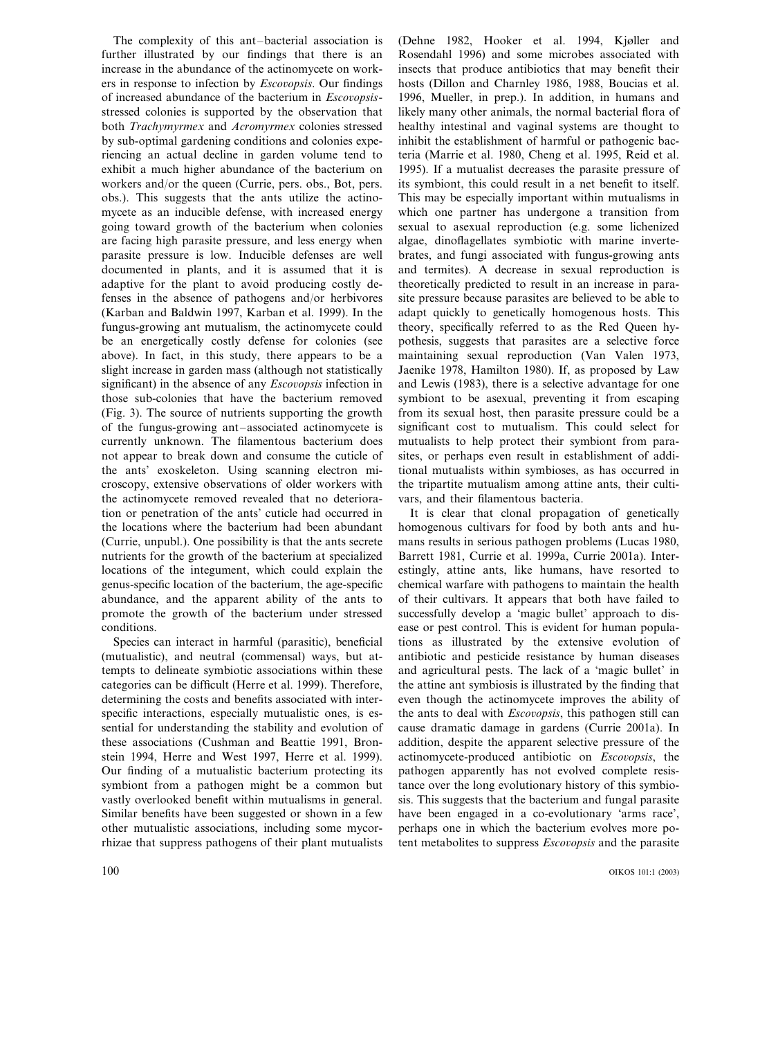The complexity of this ant–bacterial association is further illustrated by our findings that there is an increase in the abundance of the actinomycete on workers in response to infection by *Escovopsis*. Our findings of increased abundance of the bacterium in *Escovopsis*-stressed colonies is supported by the observation that both *Trachymyrmex* and *Acromyrmex* colonies stressed by sub-optimal gardening conditions and colonies experiencing an actual decline in garden volume tend to exhibit a much higher abundance of the bacterium on workers and/or the queen (Currie, pers. obs., Bot, pers. obs.). This suggests that the ants utilize the actinomycete as an inducible defense, with increased energy going toward growth of the bacterium when colonies are facing high parasite pressure, and less energy when parasite pressure is low. Inducible defenses are well documented in plants, and it is assumed that it is adaptive for the plant to avoid producing costly defenses in the absence of pathogens and/or herbivores (Karban and Baldwin 1997, Karban et al. 1999). In the fungus-growing ant mutualism, the actinomycete could be an energetically costly defense for colonies (see above). In fact, in this study, there appears to be a slight increase in garden mass (although not statistically significant) in the absence of any *Escovopsis* infection in those sub-colonies that have the bacterium removed (Fig. 3). The source of nutrients supporting the growth of the fungus-growing ant–associated actinomycete is currently unknown. The filamentous bacterium does not appear to break down and consume the cuticle of the ants' exoskeleton. Using scanning electron microscopy, extensive observations of older workers with the actinomycete removed revealed that no deterioration or penetration of the ants' cuticle had occurred in the locations where the bacterium had been abundant (Currie, unpubl.). One possibility is that the ants secrete nutrients for the growth of the bacterium at specialized locations of the integument, which could explain the genus-specific location of the bacterium, the age-specific abundance, and the apparent ability of the ants to promote the growth of the bacterium under stressed conditions.

Species can interact in harmful (parasitic), beneficial (mutualistic), and neutral (commensal) ways, but attempts to delineate symbiotic associations within these categories can be difficult (Herre et al. 1999). Therefore, determining the costs and benefits associated with interspecific interactions, especially mutualistic ones, is essential for understanding the stability and evolution of these associations (Cushman and Beattie 1991, Bronstein 1994, Herre and West 1997, Herre et al. 1999). Our finding of a mutualistic bacterium protecting its symbiont from a pathogen might be a common but vastly overlooked benefit within mutualisms in general. Similar benefits have been suggested or shown in a few other mutualistic associations, including some mycorrhizae that suppress pathogens of their plant mutualists (Dehne 1982, Hooker et al. 1994, Kjøller and Rosendahl 1996) and some microbes associated with insects that produce antibiotics that may benefit their hosts (Dillon and Charnley 1986, 1988, Boucias et al. 1996, Mueller, in prep.). In addition, in humans and likely many other animals, the normal bacterial flora of healthy intestinal and vaginal systems are thought to inhibit the establishment of harmful or pathogenic bacteria (Marrie et al. 1980, Cheng et al. 1995, Reid et al. 1995). If a mutualist decreases the parasite pressure of its symbiont, this could result in a net benefit to itself. This may be especially important within mutualisms in which one partner has undergone a transition from sexual to asexual reproduction (e.g. some lichenized algae, dinoflagellates symbiotic with marine invertebrates, and fungi associated with fungus-growing ants and termites). A decrease in sexual reproduction is theoretically predicted to result in an increase in parasite pressure because parasites are believed to be able to adapt quickly to genetically homogenous hosts. This theory, specifically referred to as the Red Queen hypothesis, suggests that parasites are a selective force maintaining sexual reproduction (Van Valen 1973, Jaenike 1978, Hamilton 1980). If, as proposed by Law and Lewis (1983), there is a selective advantage for one symbiont to be asexual, preventing it from escaping from its sexual host, then parasite pressure could be a significant cost to mutualism. This could select for mutualists to help protect their symbiont from parasites, or perhaps even result in establishment of additional mutualists within symbioses, as has occurred in the tripartite mutualism among attine ants, their cultivars, and their filamentous bacteria.

It is clear that clonal propagation of genetically homogenous cultivars for food by both ants and humans results in serious pathogen problems (Lucas 1980, Barrett 1981, Currie et al. 1999a, Currie 2001a). Interestingly, attine ants, like humans, have resorted to chemical warfare with pathogens to maintain the health of their cultivars. It appears that both have failed to successfully develop a 'magic bullet' approach to disease or pest control. This is evident for human populations as illustrated by the extensive evolution of antibiotic and pesticide resistance by human diseases and agricultural pests. The lack of a 'magic bullet' in the attine ant symbiosis is illustrated by the finding that even though the actinomycete improves the ability of the ants to deal with *Escovopsis*, this pathogen still can cause dramatic damage in gardens (Currie 2001a). In addition, despite the apparent selective pressure of the actinomycete-produced antibiotic on *Escovopsis*, the pathogen apparently has not evolved complete resistance over the long evolutionary history of this symbiosis. This suggests that the bacterium and fungal parasite have been engaged in a co-evolutionary 'arms race', perhaps one in which the bacterium evolves more potent metabolites to suppress *Escovopsis* and the parasite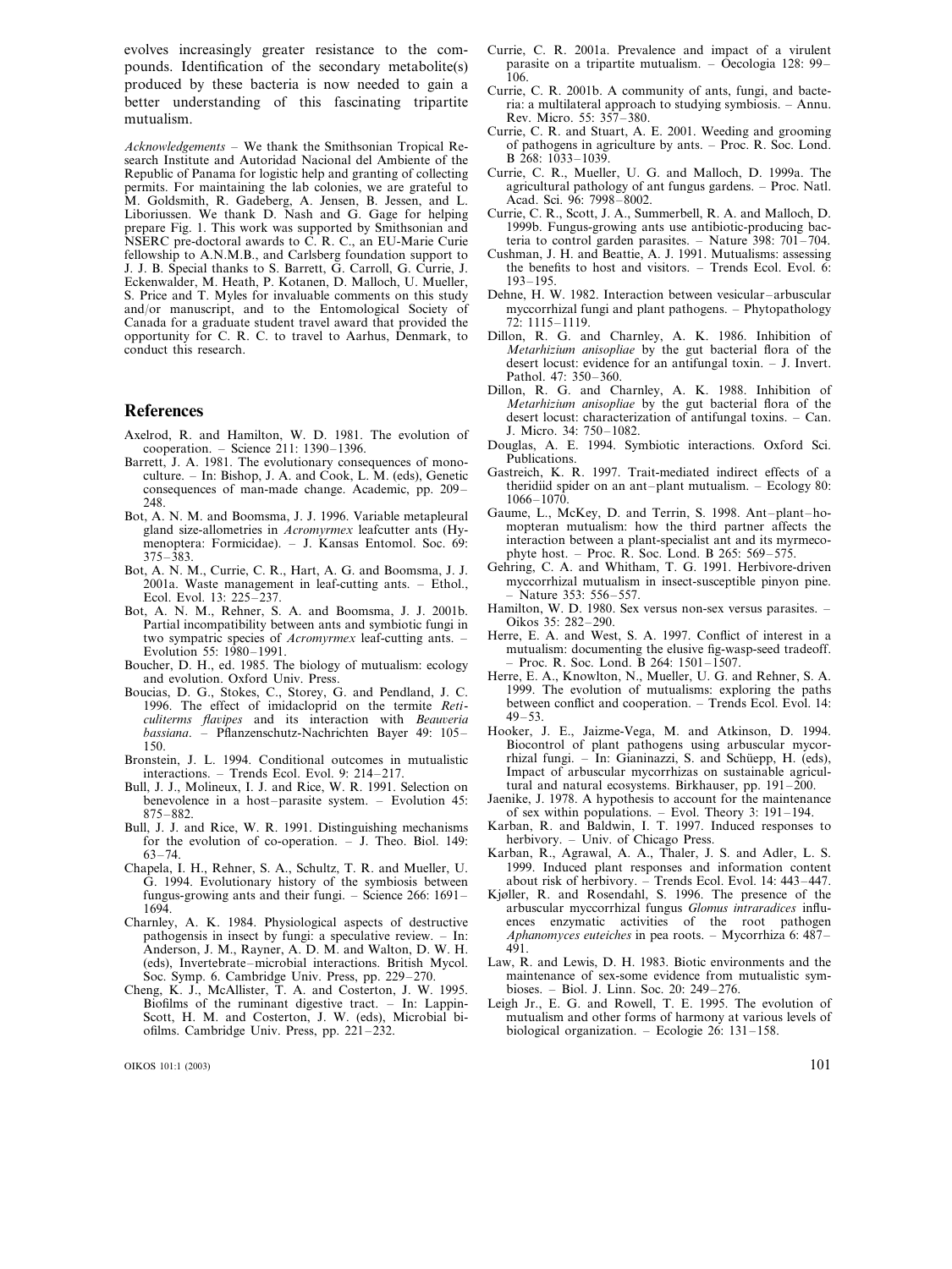evolves increasingly greater resistance to the compounds. Identification of the secondary metabolite(s) produced by these bacteria is now needed to gain a better understanding of this fascinating tripartite mutualism.

*Acknowledgements* – We thank the Smithsonian Tropical Research Institute and Autoridad Nacional del Ambiente of the Republic of Panama for logistic help and granting of collecting permits. For maintaining the lab colonies, we are grateful to M. Goldsmith, R. Gadeberg, A. Jensen, B. Jessen, and L. Liboriussen. We thank D. Nash and G. Gage for helping prepare Fig. 1. This work was supported by Smithsonian and NSERC pre-doctoral awards to C. R. C., an EU-Marie Curie fellowship to A.N.M.B., and Carlsberg foundation support to J. J. B. Special thanks to S. Barrett, G. Carroll, G. Currie, J. Eckenwalder, M. Heath, P. Kotanen, D. Malloch, U. Mueller, S. Price and T. Myles for invaluable comments on this study and/or manuscript, and to the Entomological Society of Canada for a graduate student travel award that provided the opportunity for C. R. C. to travel to Aarhus, Denmark, to conduct this research.

## References

Axelrod, R. and Hamilton, W. D. 1981. The evolution of cooperation. – Science 211: 1390–1396.

Barrett, J. A. 1981. The evolutionary consequences of monoculture. – In: Bishop, J. A. and Cook, L. M. (eds), Genetic consequences of man-made change. Academic, pp. 209–248.

Bot, A. N. M. and Boomsma, J. J. 1996. Variable metapleural gland size-allometries in *Acromyrmex* leafcutter ants (Hymenoptera: Formicidae). – J. Kansas Entomol. Soc. 69: 375–383.

Bot, A. N. M., Currie, C. R., Hart, A. G. and Boomsma, J. J. 2001a. Waste management in leaf-cutting ants. – Ethol., Ecol. Evol. 13: 225–237.

Bot, A. N. M., Rehner, S. A. and Boomsma, J. J. 2001b. Partial incompatibility between ants and symbiotic fungi in two sympatric species of *Acromyrmex* leaf-cutting ants. – Evolution 55: 1980–1991.

Boucher, D. H., ed. 1985. The biology of mutualism: ecology and evolution. Oxford Univ. Press.

Boucias, D. G., Stokes, C., Storey, G. and Pendland, J. C. 1996. The effect of imidacloprid on the termite *Reticulitermes flavipes* and its interaction with *Beauveria bassiana*. – Pflanzenschutz-Nachrichten Bayer 49: 105–150.

Bronstein, J. L. 1994. Conditional outcomes in mutualistic interactions. – Trends Ecol. Evol. 9: 214–217.

Bull, J. J., Molineux, I. J. and Rice, W. R. 1991. Selection on benevolence in a host–parasite system. – Evolution 45: 875–882.

Bull, J. J. and Rice, W. R. 1991. Distinguishing mechanisms for the evolution of co-operation. – J. Theo. Biol. 149: 63–74.

Chapela, I. H., Rehner, S. A., Schultz, T. R. and Mueller, U. G. 1994. Evolutionary history of the symbiosis between fungus-growing ants and their fungi. – Science 266: 1691–1694.

Charnley, A. K. 1984. Physiological aspects of destructive pathogensis in insect by fungi: a speculative review. – In: Anderson, J. M., Rayner, A. D. M. and Walton, D. W. H. (eds), Invertebrate–microbial interactions. British Mycol. Soc. Symp. 6. Cambridge Univ. Press, pp. 229–270.

Cheng, K. J., McAllister, T. A. and Costerton, J. W. 1995. Biofilms of the ruminant digestive tract. – In: Lappin-Scott, H. M. and Costerton, J. W. (eds), Microbial biofilms. Cambridge Univ. Press, pp. 221–232.

Currie, C. R. 2001a. Prevalence and impact of a virulent parasite on a tripartite mutualism. – Oecologia 128: 99–106.

Currie, C. R. 2001b. A community of ants, fungi, and bacteria: a multilateral approach to studying symbiosis. – Annu. Rev. Micro. 55: 357–380.

Currie, C. R. and Stuart, A. E. 2001. Weeding and grooming of pathogens in agriculture by ants. – Proc. R. Soc. Lond. B 268: 1033–1039.

Currie, C. R., Mueller, U. G. and Malloch, D. 1999a. The agricultural pathology of ant fungus gardens. – Proc. Natl. Acad. Sci. 96: 7998–8002.

Currie, C. R., Scott, J. A., Summerbell, R. A. and Malloch, D. 1999b. Fungus-growing ants use antibiotic-producing bacteria to control garden parasites. – Nature 398: 701–704.

Cushman, J. H. and Beattie, A. J. 1991. Mutualisms: assessing the benefits to host and visitors. – Trends Ecol. Evol. 6: 193–195.

Dehne, H. W. 1982. Interaction between vesicular–arbuscular myccorrhizal fungi and plant pathogens. – Phytopathology 72: 1115–1119.

Dillon, R. G. and Charnley, A. K. 1986. Inhibition of *Metarhizium anisopliae* by the gut bacterial flora of the desert locust: evidence for an antifungal toxin. – J. Invert. Pathol. 47: 350–360.

Dillon, R. G. and Charnley, A. K. 1988. Inhibition of *Metarhizium anisopliae* by the gut bacterial flora of the desert locust: characterization of antifungal toxins. – Can. J. Micro. 34: 750–1082.

Douglas, A. E. 1994. Symbiotic interactions. Oxford Sci. Publications.

Gastreich, K. R. 1997. Trait-mediated indirect effects of a theridiid spider on an ant–plant mutualism. – Ecology 80: 1066–1070.

Gaume, L., McKey, D. and Terrin, S. 1998. Ant–plant–homopteran mutualism: how the third partner affects the interaction between a plant-specialist ant and its myrmecophyte host. – Proc. R. Soc. Lond. B 265: 569–575.

Gehring, C. A. and Whitham, T. G. 1991. Herbivore-driven myccorrhizal mutualism in insect-susceptible pinyon pine. – Nature 353: 556–557.

Hamilton, W. D. 1980. Sex versus non-sex versus parasites. – Oikos 35: 282–290.

Herre, E. A. and West, S. A. 1997. Conflict of interest in a mutualism: documenting the elusive fig-wasp-seed tradeoff. – Proc. R. Soc. Lond. B 264: 1501–1507.

Herre, E. A., Knowlton, N., Mueller, U. G. and Rehner, S. A. 1999. The evolution of mutualisms: exploring the paths between conflict and cooperation. – Trends Ecol. Evol. 14: 49–53.

Hooker, J. E., Jaizme-Vega, M. and Atkinson, D. 1994. Biocontrol of plant pathogens using arbuscular mycorrhizal fungi. – In: Gianinazzi, S. and Schüepp, H. (eds), Impact of arbuscular mycorrhizas on sustainable agricultural and natural ecosystems. Birkhauser, pp. 191–200.

Jaenike, J. 1978. A hypothesis to account for the maintenance of sex within populations. – Evol. Theory 3: 191–194.

Karban, R. and Baldwin, I. T. 1997. Induced responses to herbivory. – Univ. of Chicago Press.

Karban, R., Agrawal, A. A., Thaler, J. S. and Adler, L. S. 1999. Induced plant responses and information content about risk of herbivory. – Trends Ecol. Evol. 14: 443–447.

Kjøller, R. and Rosendahl, S. 1996. The presence of the arbuscular myccorrhizal fungus *Glomus intraradices* influences enzymatic activities of the root pathogen *Aphanomyces euteiches* in pea roots. – Mycorrhiza 6: 487–491.

Law, R. and Lewis, D. H. 1983. Biotic environments and the maintenance of sex-some evidence from mutualistic symbioses. – Biol. J. Linn. Soc. 20: 249–276.

Leigh Jr., E. G. and Rowell, T. E. 1995. The evolution of mutualism and other forms of harmony at various levels of biological organization. – Ecologie 26: 131–158.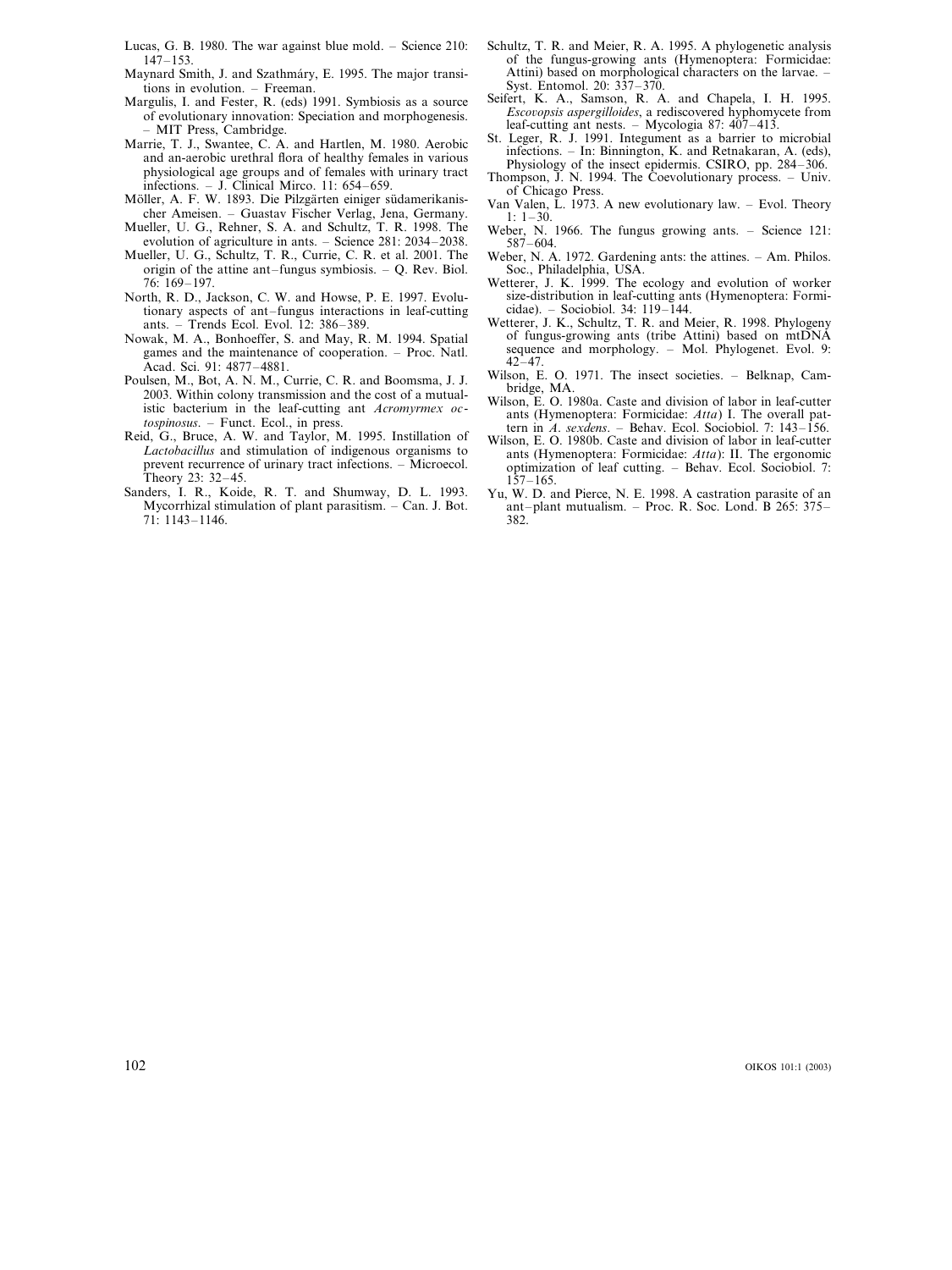Lucas, G. B. 1980. The war against blue mold. – Science 210: 147–153.

Maynard Smith, J. and Szathmáry, E. 1995. The major transitions in evolution. – Freeman.

Margulis, I. and Fester, R. (eds) 1991. Symbiosis as a source of evolutionary innovation: Speciation and morphogenesis. – MIT Press, Cambridge.

Marrie, T. J., Swantee, C. A. and Hartlen, M. 1980. Aerobic and an-aerobic urethral flora of healthy females in various physiological age groups and of females with urinary tract infections. – J. Clinical Mirco. 11: 654–659.

Möller, A. F. W. 1893. Die Pilzgärten einiger südamerikanischer Ameisen. – Guastav Fischer Verlag, Jena, Germany.

Mueller, U. G., Rehner, S. A. and Schultz, T. R. 1998. The evolution of agriculture in ants. – Science 281: 2034–2038.

Mueller, U. G., Schultz, T. R., Currie, C. R. et al. 2001. The origin of the attine ant–fungus symbiosis. – Q. Rev. Biol. 76: 169–197.

North, R. D., Jackson, C. W. and Howse, P. E. 1997. Evolutionary aspects of ant–fungus interactions in leaf-cutting ants. – Trends Ecol. Evol. 12: 386–389.

Nowak, M. A., Bonhoeffer, S. and May, R. M. 1994. Spatial games and the maintenance of cooperation. – Proc. Natl. Acad. Sci. 91: 4877–4881.

Poulsen, M., Bot, A. N. M., Currie, C. R. and Boomsma, J. J. 2003. Within colony transmission and the cost of a mutualistic bacterium in the leaf-cutting ant *Acromyrmex octospinosus*. – Funct. Ecol., in press.

Reid, G., Bruce, A. W. and Taylor, M. 1995. Instillation of *Lactobacillus* and stimulation of indigenous organisms to prevent recurrence of urinary tract infections. – Microecol. Theory 23: 32–45.

Sanders, I. R., Koide, R. T. and Shumway, D. L. 1993. Mycorrhizal stimulation of plant parasitism. – Can. J. Bot. 71: 1143–1146.

Schultz, T. R. and Meier, R. A. 1995. A phylogenetic analysis of the fungus-growing ants (Hymenoptera: Formicidae: Attini) based on morphological characters on the larvae. – Syst. Entomol. 20: 337–370.

Seifert, K. A., Samson, R. A. and Chapela, I. H. 1995. *Escovopsis aspergilloides*, a rediscovered hyphomycete from leaf-cutting ant nests. – Mycologia 87: 407–413.

St. Leger, R. J. 1991. Integument as a barrier to microbial infections. – In: Binnington, K. and Retnakaran, A. (eds), Physiology of the insect epidermis. CSIRO, pp. 284–306.

Thompson, J. N. 1994. The Coevolutionary process. – Univ. of Chicago Press.

Van Valen, L. 1973. A new evolutionary law. – Evol. Theory 1: 1–30.

Weber, N. 1966. The fungus growing ants. – Science 121: 587–604.

Weber, N. A. 1972. Gardening ants: the attines. – Am. Philos. Soc., Philadelphia, USA.

Wetterer, J. K. 1999. The ecology and evolution of worker size-distribution in leaf-cutting ants (Hymenoptera: Formicidae). – Sociobiol. 34: 119–144.

Wetterer, J. K., Schultz, T. R. and Meier, R. 1998. Phylogeny of fungus-growing ants (tribe Attini) based on mtDNA sequence and morphology. – Mol. Phylogenet. Evol. 9: 42–47.

Wilson, E. O. 1971. The insect societies. – Belknap, Cambridge, MA.

Wilson, E. O. 1980a. Caste and division of labor in leaf-cutter ants (Hymenoptera: Formicidae: *Atta*) I. The overall pattern in *A. sexdens*. – Behav. Ecol. Sociobiol. 7: 143–156.

Wilson, E. O. 1980b. Caste and division of labor in leaf-cutter ants (Hymenoptera: Formicidae: *Atta*): II. The ergonomic optimization of leaf cutting. – Behav. Ecol. Sociobiol. 7: 157–165.

Yu, W. D. and Pierce, N. E. 1998. A castration parasite of an ant–plant mutualism. – Proc. R. Soc. Lond. B 265: 375–382.